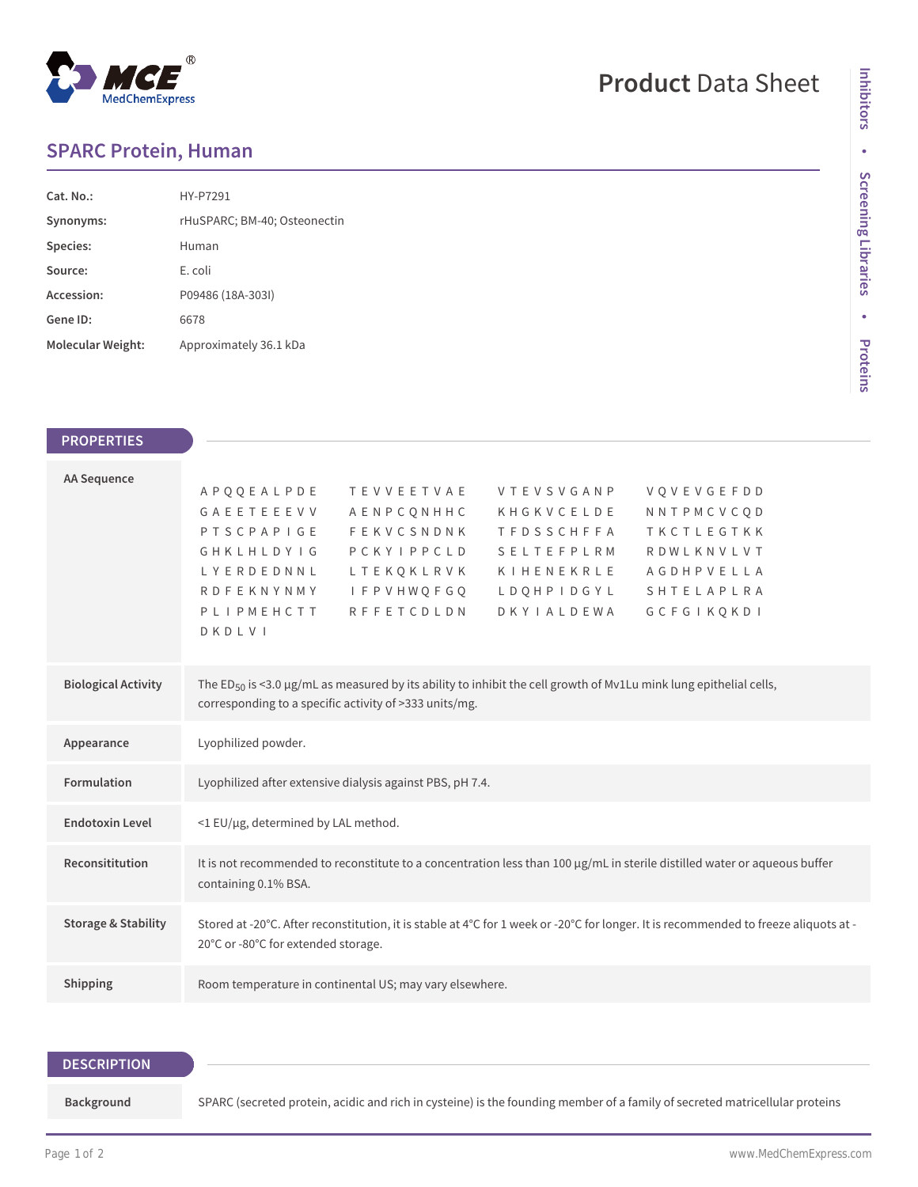# SPARC Protein, Human

Product Data Sheet

| | |
|---|---|
| **Cat. No.:** | HY-P7291 |
| **Synonyms:** | rHuSPARC; BM-40; Osteonectin |
| **Species:** | Human |
| **Source:** | E. coli |
| **Accession:** | P09486 (18A-303I) |
| **Gene ID:** | 6678 |
| **Molecular Weight:** | Approximately 36.1 kDa |

## PROPERTIES

**AA Sequence**

```
APQQEALPDE  TEVVEETVAE  VTEVSVGANP  VQVEVGEFDD
GAEETEEEVV  AENPCQNHHC  KHGKVCELDE  NNTPMCVCQD
PTSCPAPIGE  FEKVCSNDNK  TFDSSCHFFA  TKCTLEGTKK
GHKLHLDYIG  PCKYIPPCLD  SELTEFPLRM  RDWLKNVLVT
LYERDEDNNL  LTEKQKLRVK  KIHENEKRLE  AGDHPVELLA
RDFEKNYNMY  IFPVHWQFGQ  LDQHPIDGYL  SHTELAPLRA
PLIPMEHCTT  RFFETCDLDN  DKYIALDEWA  GCFGIKQKDI
DKDLVI
```

**Biological Activity**

The $ED_{50}$ is <3.0 μg/mL as measured by its ability to inhibit the cell growth of Mv1Lu mink lung epithelial cells, corresponding to a specific activity of >333 units/mg.

**Appearance**

Lyophilized powder.

**Formulation**

Lyophilized after extensive dialysis against PBS, pH 7.4.

**Endotoxin Level**

<1 EU/μg, determined by LAL method.

**Reconsititution**

It is not recommended to reconstitute to a concentration less than 100 μg/mL in sterile distilled water or aqueous buffer containing 0.1% BSA.

**Storage & Stability**

Stored at -20°C. After reconstitution, it is stable at 4°C for 1 week or -20°C for longer. It is recommended to freeze aliquots at -20°C or -80°C for extended storage.

**Shipping**

Room temperature in continental US; may vary elsewhere.

## DESCRIPTION

**Background**

SPARC (secreted protein, acidic and rich in cysteine) is the founding member of a family of secreted matricellular proteins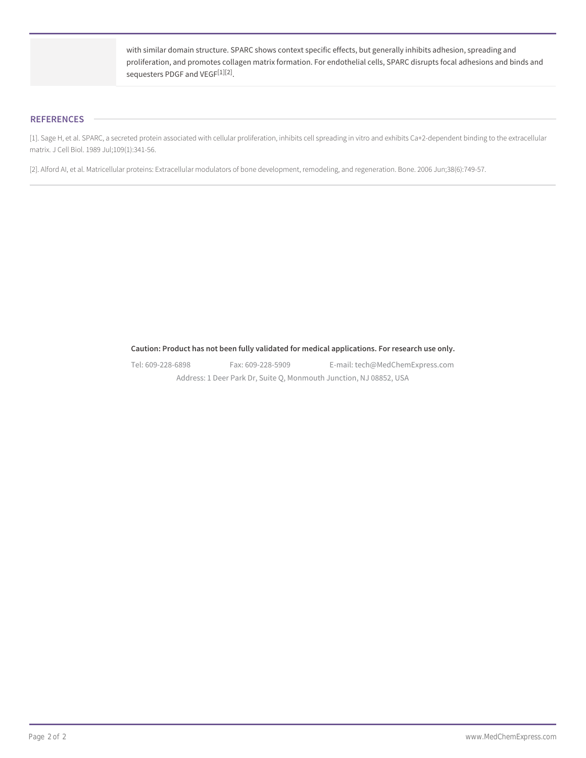with similar domain structure. SPARC shows context specific effects, but generally inhibits adhesion, spreading and proliferation, and promotes collagen matrix formation. For endothelial cells, SPARC disrupts focal adhesions and binds and sequesters PDGF and VEGF[1][2].

## REFERENCES

[1]. Sage H, et al. SPARC, a secreted protein associated with cellular proliferation, inhibits cell spreading in vitro and exhibits Ca+2-dependent binding to the extracellular matrix. J Cell Biol. 1989 Jul;109(1):341-56.

[2]. Alford AI, et al. Matricellular proteins: Extracellular modulators of bone development, remodeling, and regeneration. Bone. 2006 Jun;38(6):749-57.

**Caution: Product has not been fully validated for medical applications. For research use only.**

Tel: 609-228-6898 Fax: 609-228-5909 E-mail: tech@MedChemExpress.com

Address: 1 Deer Park Dr, Suite Q, Monmouth Junction, NJ 08852, USA